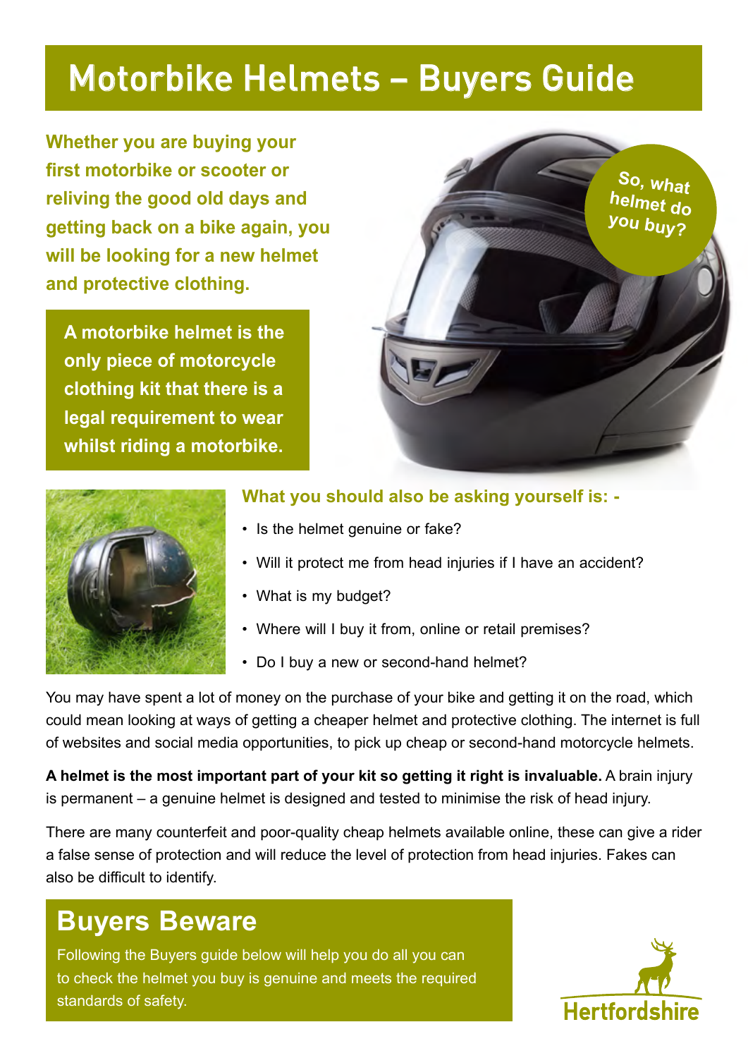# Motorbike Helmets – Buyers Guide

**Whether you are buying your first motorbike or scooter or reliving the good old days and getting back on a bike again, you will be looking for a new helmet and protective clothing.**

**A motorbike helmet is the only piece of motorcycle clothing kit that there is a legal requirement to wear whilst riding a motorbike.**

**So, what helmet do you buy?**

**What you should also be asking yourself is: -**

- Is the helmet genuine or fake?
- Will it protect me from head injuries if I have an accident?
- What is my budget?
- Where will I buy it from, online or retail premises?
- Do I buy a new or second-hand helmet?

You may have spent a lot of money on the purchase of your bike and getting it on the road, which could mean looking at ways of getting a cheaper helmet and protective clothing. The internet is full of websites and social media opportunities, to pick up cheap or second-hand motorcycle helmets.

**A helmet is the most important part of your kit so getting it right is invaluable.** A brain injury is permanent – a genuine helmet is designed and tested to minimise the risk of head injury.

There are many counterfeit and poor-quality cheap helmets available online, these can give a rider a false sense of protection and will reduce the level of protection from head injuries. Fakes can also be difficult to identify.

## Buyers Beware

Following the Buyers guide below will help you do all you can to check the helmet you buy is genuine and meets the required standards of safety.

Hertfordshire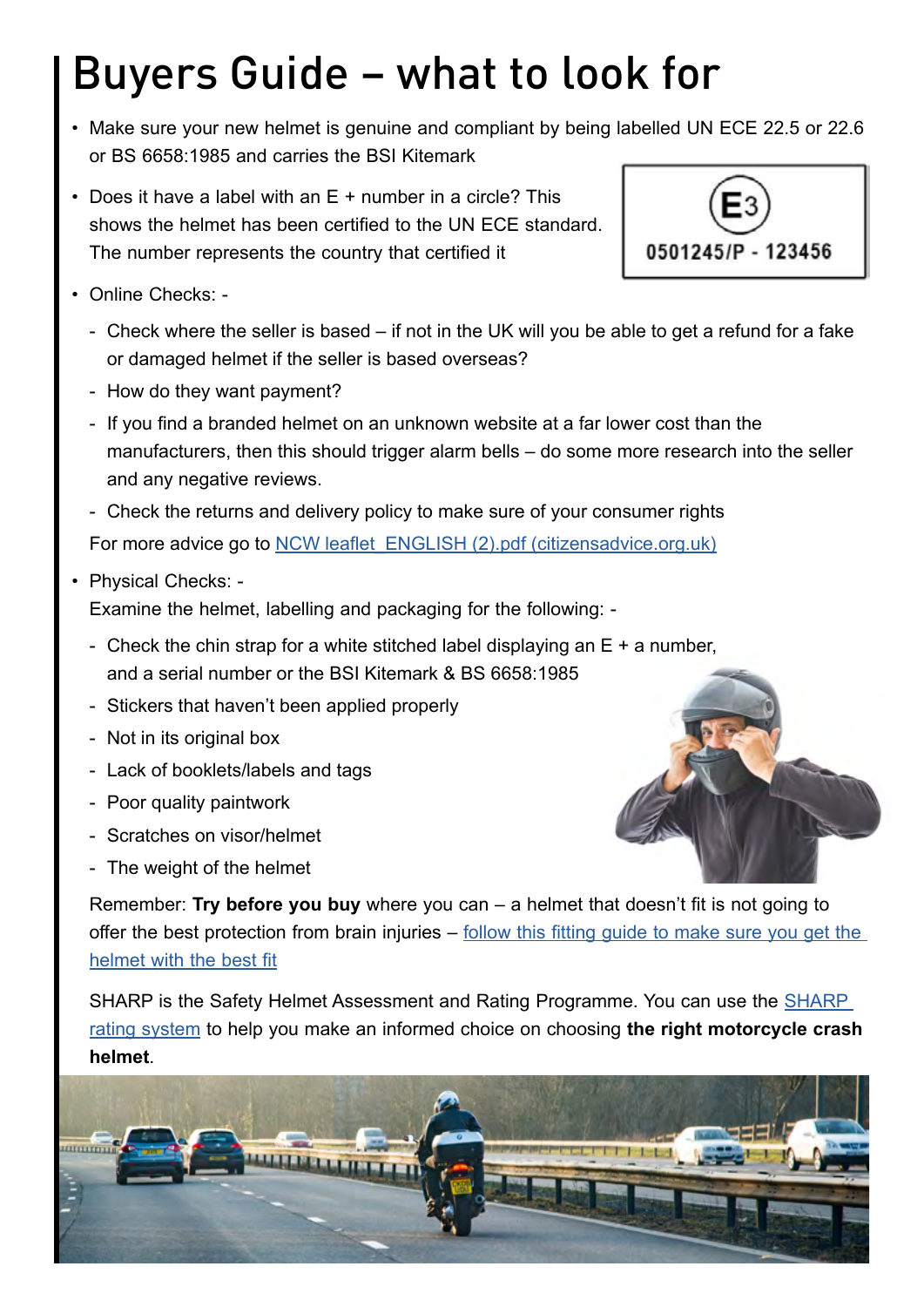# Buyers Guide – what to look for

- Make sure your new helmet is genuine and compliant by being labelled UN ECE 22.5 or 22.6 or BS 6658:1985 and carries the BSI Kitemark
- Does it have a label with an E + number in a circle? This shows the helmet has been certified to the UN ECE standard. The number represents the country that certified it

E3
0501245/P - 123456

- Online Checks: -
  - Check where the seller is based – if not in the UK will you be able to get a refund for a fake or damaged helmet if the seller is based overseas?
  - How do they want payment?
  - If you find a branded helmet on an unknown website at a far lower cost than the manufacturers, then this should trigger alarm bells – do some more research into the seller and any negative reviews.
  - Check the returns and delivery policy to make sure of your consumer rights

  For more advice go to NCW leaflet_ENGLISH (2).pdf (citizensadvice.org.uk)

- Physical Checks: -

  Examine the helmet, labelling and packaging for the following: -
  - Check the chin strap for a white stitched label displaying an E + a number, and a serial number or the BSI Kitemark & BS 6658:1985
  - Stickers that haven't been applied properly
  - Not in its original box
  - Lack of booklets/labels and tags
  - Poor quality paintwork
  - Scratches on visor/helmet
  - The weight of the helmet

  Remember: **Try before you buy** where you can – a helmet that doesn't fit is not going to offer the best protection from brain injuries – follow this fitting guide to make sure you get the helmet with the best fit

  SHARP is the Safety Helmet Assessment and Rating Programme. You can use the SHARP rating system to help you make an informed choice on choosing **the right motorcycle crash helmet**.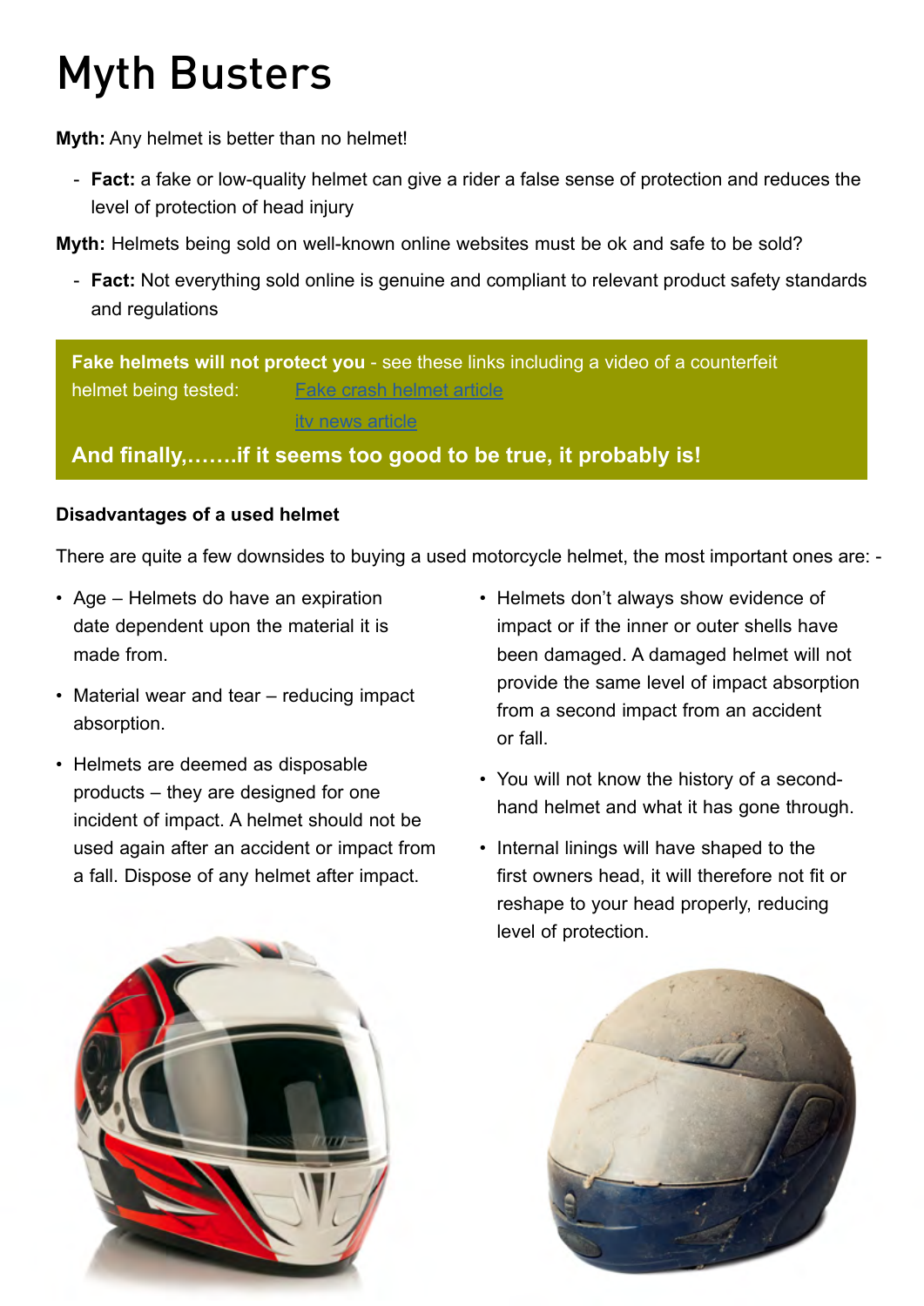# Myth Busters

**Myth:** Any helmet is better than no helmet!

- **Fact:** a fake or low-quality helmet can give a rider a false sense of protection and reduces the level of protection of head injury

**Myth:** Helmets being sold on well-known online websites must be ok and safe to be sold?

- **Fact:** Not everything sold online is genuine and compliant to relevant product safety standards and regulations

**Fake helmets will not protect you** - see these links including a video of a counterfeit helmet being tested: Fake crash helmet article

itv news article

**And finally,…….if it seems too good to be true, it probably is!**

**Disadvantages of a used helmet**

There are quite a few downsides to buying a used motorcycle helmet, the most important ones are: -

- Age – Helmets do have an expiration date dependent upon the material it is made from.
- Material wear and tear – reducing impact absorption.
- Helmets are deemed as disposable products – they are designed for one incident of impact. A helmet should not be used again after an accident or impact from a fall. Dispose of any helmet after impact.
- Helmets don't always show evidence of impact or if the inner or outer shells have been damaged. A damaged helmet will not provide the same level of impact absorption from a second impact from an accident or fall.
- You will not know the history of a second-hand helmet and what it has gone through.
- Internal linings will have shaped to the first owners head, it will therefore not fit or reshape to your head properly, reducing level of protection.